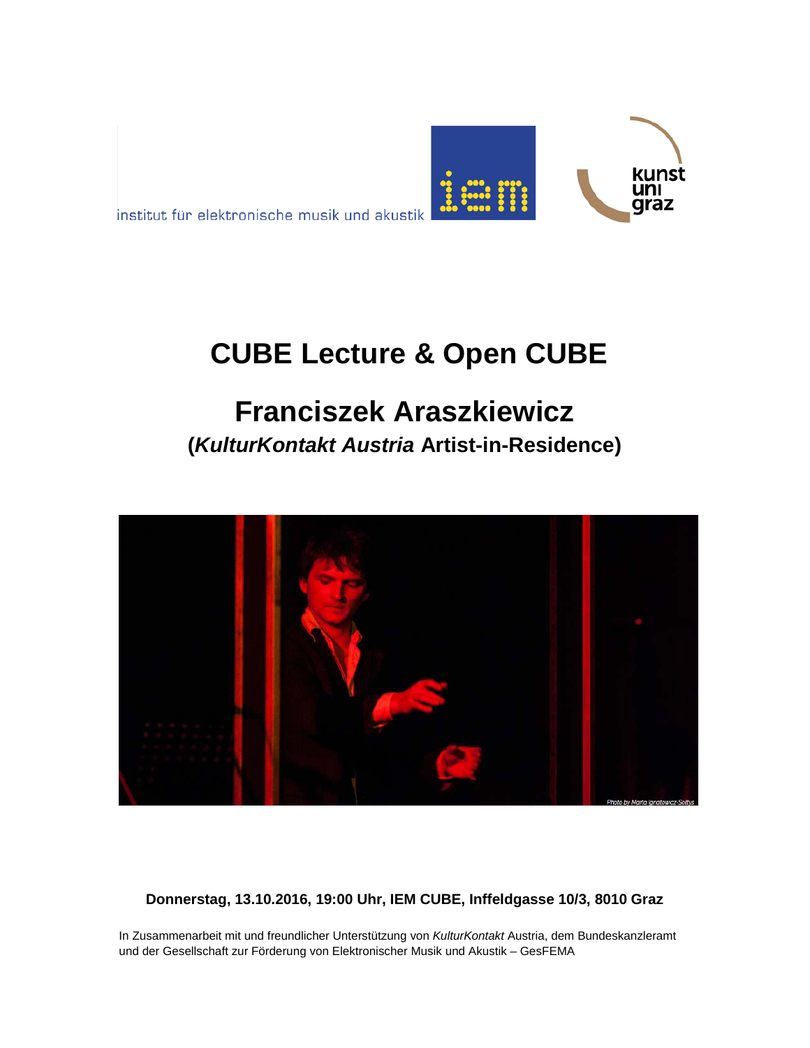institut für elektronische musik und akustik

# CUBE Lecture & Open CUBE

## Franciszek Araszkiewicz

### (*KulturKontakt Austria* Artist-in-Residence)

Photo by Marta Ignatowicz-Sołtys

**Donnerstag, 13.10.2016, 19:00 Uhr, IEM CUBE, Inffeldgasse 10/3, 8010 Graz**

In Zusammenarbeit mit und freundlicher Unterstützung von *KulturKontakt* Austria, dem Bundeskanzleramt und der Gesellschaft zur Förderung von Elektronischer Musik und Akustik – GesFEMA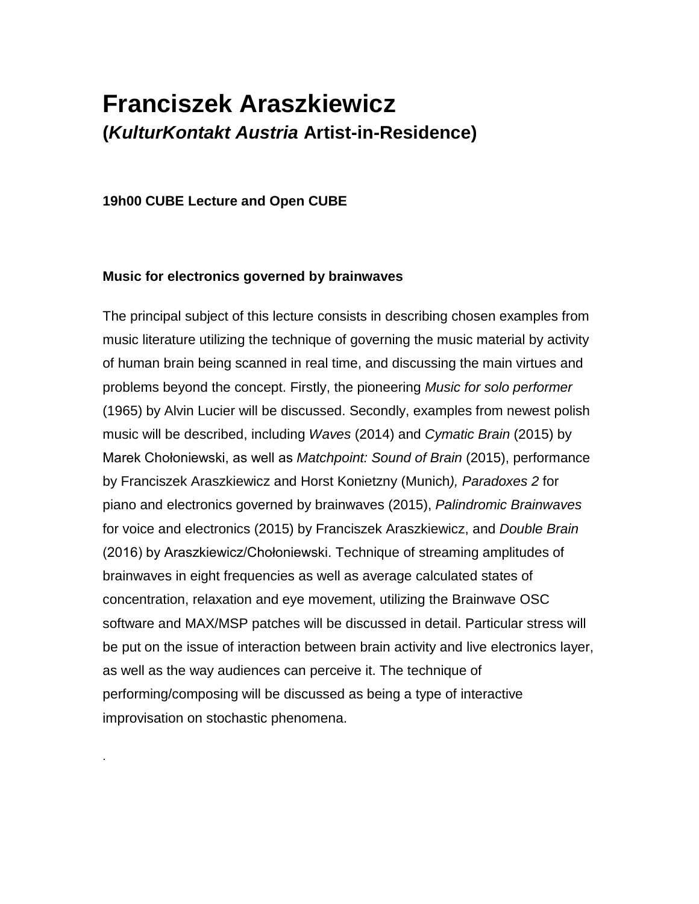# Franciszek Araszkiewicz
## (*KulturKontakt Austria* Artist-in-Residence)

**19h00 CUBE Lecture and Open CUBE**

**Music for electronics governed by brainwaves**

The principal subject of this lecture consists in describing chosen examples from music literature utilizing the technique of governing the music material by activity of human brain being scanned in real time, and discussing the main virtues and problems beyond the concept. Firstly, the pioneering *Music for solo performer* (1965) by Alvin Lucier will be discussed. Secondly, examples from newest polish music will be described, including *Waves* (2014) and *Cymatic Brain* (2015) by Marek Chołoniewski, as well as *Matchpoint: Sound of Brain* (2015), performance by Franciszek Araszkiewicz and Horst Konietzny (Munich*), Paradoxes 2* for piano and electronics governed by brainwaves (2015), *Palindromic Brainwaves* for voice and electronics (2015) by Franciszek Araszkiewicz, and *Double Brain* (2016) by Araszkiewicz/Chołoniewski. Technique of streaming amplitudes of brainwaves in eight frequencies as well as average calculated states of concentration, relaxation and eye movement, utilizing the Brainwave OSC software and MAX/MSP patches will be discussed in detail. Particular stress will be put on the issue of interaction between brain activity and live electronics layer, as well as the way audiences can perceive it. The technique of performing/composing will be discussed as being a type of interactive improvisation on stochastic phenomena.

.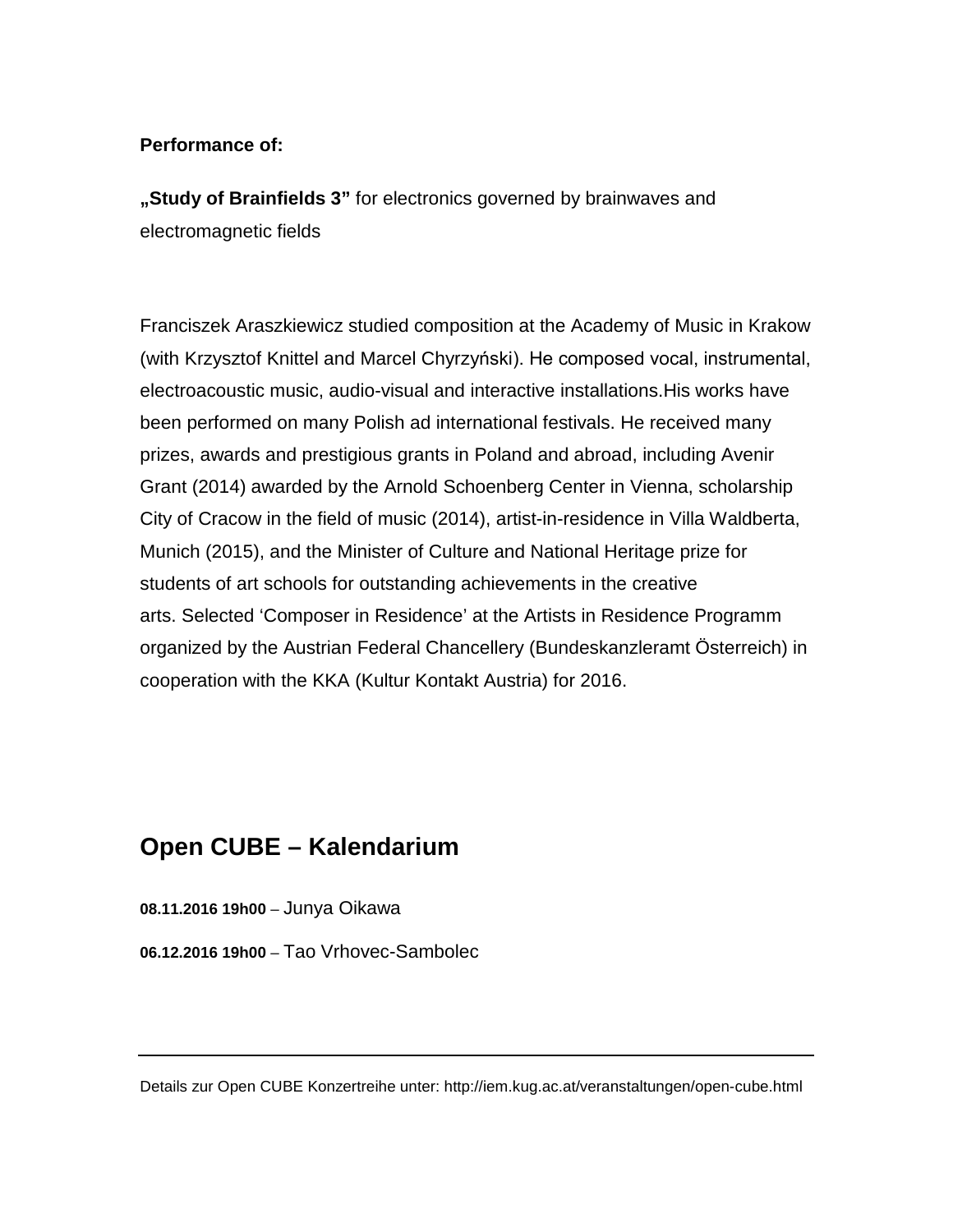**Performance of:**

**„Study of Brainfields 3"** for electronics governed by brainwaves and electromagnetic fields

Franciszek Araszkiewicz studied composition at the Academy of Music in Krakow (with Krzysztof Knittel and Marcel Chyrzyński). He composed vocal, instrumental, electroacoustic music, audio-visual and interactive installations.His works have been performed on many Polish ad international festivals. He received many prizes, awards and prestigious grants in Poland and abroad, including Avenir Grant (2014) awarded by the Arnold Schoenberg Center in Vienna, scholarship City of Cracow in the field of music (2014), artist-in-residence in Villa Waldberta, Munich (2015), and the Minister of Culture and National Heritage prize for students of art schools for outstanding achievements in the creative arts. Selected 'Composer in Residence' at the Artists in Residence Programm organized by the Austrian Federal Chancellery (Bundeskanzleramt Österreich) in cooperation with the KKA (Kultur Kontakt Austria) for 2016.

## Open CUBE – Kalendarium

**08.11.2016 19h00** – Junya Oikawa

**06.12.2016 19h00** – Tao Vrhovec-Sambolec

---

Details zur Open CUBE Konzertreihe unter: http://iem.kug.ac.at/veranstaltungen/open-cube.html